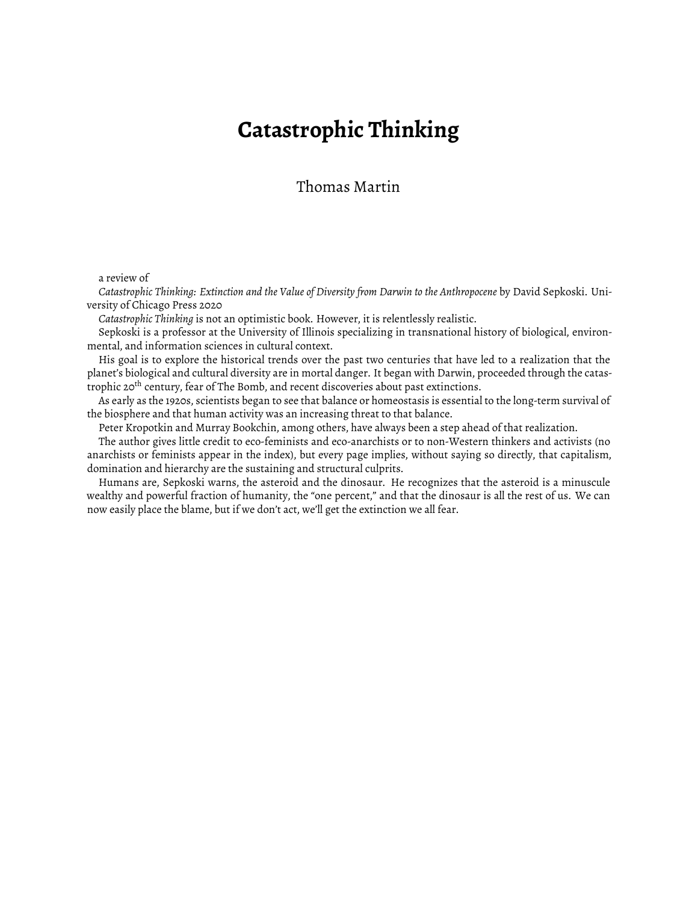# Catastrophic Thinking

Thomas Martin

a review of

*Catastrophic Thinking: Extinction and the Value of Diversity from Darwin to the Anthropocene* by David Sepkoski. University of Chicago Press 2020

*Catastrophic Thinking* is not an optimistic book. However, it is relentlessly realistic.

Sepkoski is a professor at the University of Illinois specializing in transnational history of biological, environmental, and information sciences in cultural context.

His goal is to explore the historical trends over the past two centuries that have led to a realization that the planet's biological and cultural diversity are in mortal danger. It began with Darwin, proceeded through the catastrophic 20th century, fear of The Bomb, and recent discoveries about past extinctions.

As early as the 1920s, scientists began to see that balance or homeostasis is essential to the long-term survival of the biosphere and that human activity was an increasing threat to that balance.

Peter Kropotkin and Murray Bookchin, among others, have always been a step ahead of that realization.

The author gives little credit to eco-feminists and eco-anarchists or to non-Western thinkers and activists (no anarchists or feminists appear in the index), but every page implies, without saying so directly, that capitalism, domination and hierarchy are the sustaining and structural culprits.

Humans are, Sepkoski warns, the asteroid and the dinosaur. He recognizes that the asteroid is a minuscule wealthy and powerful fraction of humanity, the "one percent," and that the dinosaur is all the rest of us. We can now easily place the blame, but if we don't act, we'll get the extinction we all fear.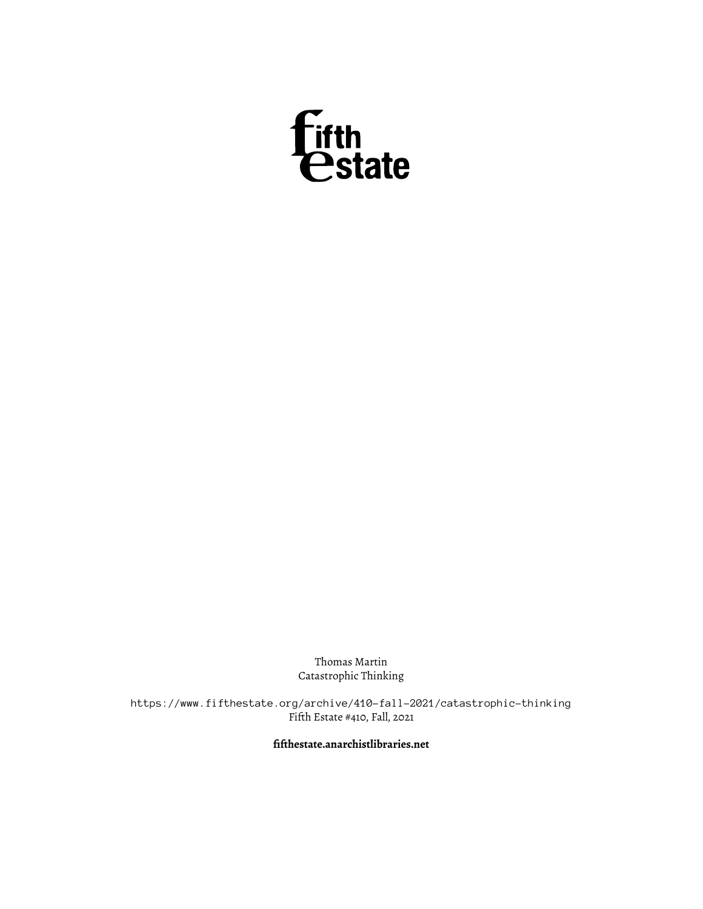Fifth Estate

Thomas Martin
Catastrophic Thinking

https://www.fifthestate.org/archive/410-fall-2021/catastrophic-thinking
Fifth Estate #410, Fall, 2021

**fifthestate.anarchistlibraries.net**